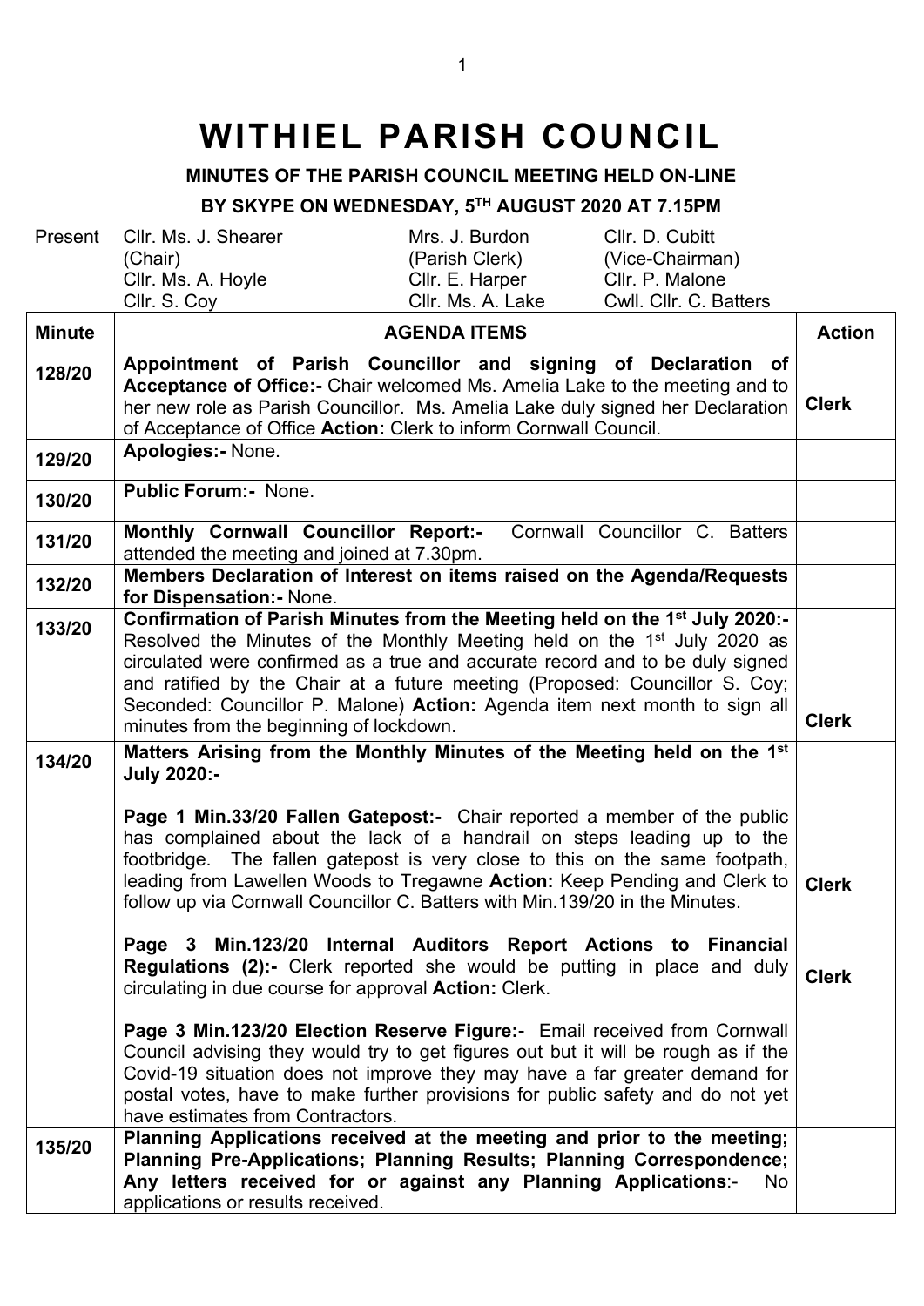# WITHIEL PARISH COUNCIL

**MINUTES OF THE PARISH COUNCIL MEETING HELD ON-LINE**

**BY SKYPE ON WEDNESDAY, 5TH AUGUST 2020 AT 7.15PM**

| Present | | | |
|---|---|---|---|
| | Cllr. Ms. J. Shearer (Chair) | Mrs. J. Burdon (Parish Clerk) | Cllr. D. Cubitt (Vice-Chairman) |
| | Cllr. Ms. A. Hoyle | Cllr. E. Harper | Cllr. P. Malone |
| | Cllr. S. Coy | Cllr. Ms. A. Lake | Cwll. Cllr. C. Batters |

| Minute | AGENDA ITEMS | Action |
|---|---|---|
| 128/20 | **Appointment of Parish Councillor and signing of Declaration of Acceptance of Office:-** Chair welcomed Ms. Amelia Lake to the meeting and to her new role as Parish Councillor. Ms. Amelia Lake duly signed her Declaration of Acceptance of Office **Action:** Clerk to inform Cornwall Council. | **Clerk** |
| 129/20 | **Apologies:-** None. | |
| 130/20 | **Public Forum:-** None. | |
| 131/20 | **Monthly Cornwall Councillor Report:-** Cornwall Councillor C. Batters attended the meeting and joined at 7.30pm. | |
| 132/20 | **Members Declaration of Interest on items raised on the Agenda/Requests for Dispensation:-** None. | |
| 133/20 | **Confirmation of Parish Minutes from the Meeting held on the 1st July 2020:-** Resolved the Minutes of the Monthly Meeting held on the 1st July 2020 as circulated were confirmed as a true and accurate record and to be duly signed and ratified by the Chair at a future meeting (Proposed: Councillor S. Coy; Seconded: Councillor P. Malone) **Action:** Agenda item next month to sign all minutes from the beginning of lockdown. | **Clerk** |
| 134/20 | **Matters Arising from the Monthly Minutes of the Meeting held on the 1st July 2020:-**<br><br>**Page 1 Min.33/20 Fallen Gatepost:-** Chair reported a member of the public has complained about the lack of a handrail on steps leading up to the footbridge. The fallen gatepost is very close to this on the same footpath, leading from Lawellen Woods to Tregawne **Action:** Keep Pending and Clerk to follow up via Cornwall Councillor C. Batters with Min.139/20 in the Minutes.<br><br>**Page 3 Min.123/20 Internal Auditors Report Actions to Financial Regulations (2):-** Clerk reported she would be putting in place and duly circulating in due course for approval **Action:** Clerk.<br><br>**Page 3 Min.123/20 Election Reserve Figure:-** Email received from Cornwall Council advising they would try to get figures out but it will be rough as if the Covid-19 situation does not improve they may have a far greater demand for postal votes, have to make further provisions for public safety and do not yet have estimates from Contractors. | **Clerk**<br><br>**Clerk** |
| 135/20 | **Planning Applications received at the meeting and prior to the meeting; Planning Pre-Applications; Planning Results; Planning Correspondence; Any letters received for or against any Planning Applications**:- No applications or results received. | |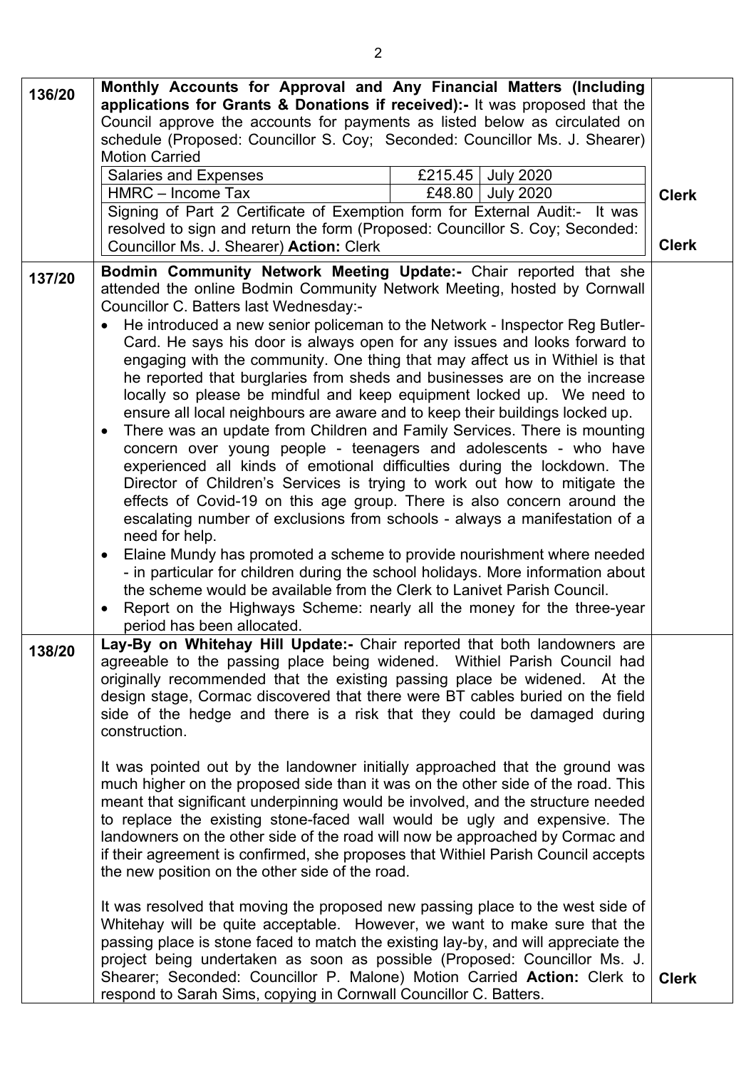| | | |
|---|---|---|
| **136/20** | **Monthly Accounts for Approval and Any Financial Matters (Including applications for Grants & Donations if received):-** It was proposed that the Council approve the accounts for payments as listed below as circulated on schedule (Proposed: Councillor S. Coy; Seconded: Councillor Ms. J. Shearer) Motion Carried<br><br>Salaries and Expenses – £215.45 – July 2020<br>HMRC – Income Tax – £48.80 – July 2020<br><br>Signing of Part 2 Certificate of Exemption form for External Audit:- It was resolved to sign and return the form (Proposed: Councillor S. Coy; Seconded: Councillor Ms. J. Shearer) **Action:** Clerk | **Clerk**<br><br>**Clerk** |
| **137/20** | **Bodmin Community Network Meeting Update:-** Chair reported that she attended the online Bodmin Community Network Meeting, hosted by Cornwall Councillor C. Batters last Wednesday:-<br>• He introduced a new senior policeman to the Network - Inspector Reg Butler-Card. He says his door is always open for any issues and looks forward to engaging with the community. One thing that may affect us in Withiel is that he reported that burglaries from sheds and businesses are on the increase locally so please be mindful and keep equipment locked up. We need to ensure all local neighbours are aware and to keep their buildings locked up.<br>• There was an update from Children and Family Services. There is mounting concern over young people - teenagers and adolescents - who have experienced all kinds of emotional difficulties during the lockdown. The Director of Children's Services is trying to work out how to mitigate the effects of Covid-19 on this age group. There is also concern around the escalating number of exclusions from schools - always a manifestation of a need for help.<br>• Elaine Mundy has promoted a scheme to provide nourishment where needed - in particular for children during the school holidays. More information about the scheme would be available from the Clerk to Lanivet Parish Council.<br>• Report on the Highways Scheme: nearly all the money for the three-year period has been allocated. | |
| **138/20** | **Lay-By on Whitehay Hill Update:-** Chair reported that both landowners are agreeable to the passing place being widened. Withiel Parish Council had originally recommended that the existing passing place be widened. At the design stage, Cormac discovered that there were BT cables buried on the field side of the hedge and there is a risk that they could be damaged during construction.<br><br>It was pointed out by the landowner initially approached that the ground was much higher on the proposed side than it was on the other side of the road. This meant that significant underpinning would be involved, and the structure needed to replace the existing stone-faced wall would be ugly and expensive. The landowners on the other side of the road will now be approached by Cormac and if their agreement is confirmed, she proposes that Withiel Parish Council accepts the new position on the other side of the road.<br><br>It was resolved that moving the proposed new passing place to the west side of Whitehay will be quite acceptable. However, we want to make sure that the passing place is stone faced to match the existing lay-by, and will appreciate the project being undertaken as soon as possible (Proposed: Councillor Ms. J. Shearer; Seconded: Councillor P. Malone) Motion Carried **Action:** Clerk to respond to Sarah Sims, copying in Cornwall Councillor C. Batters. | **Clerk** |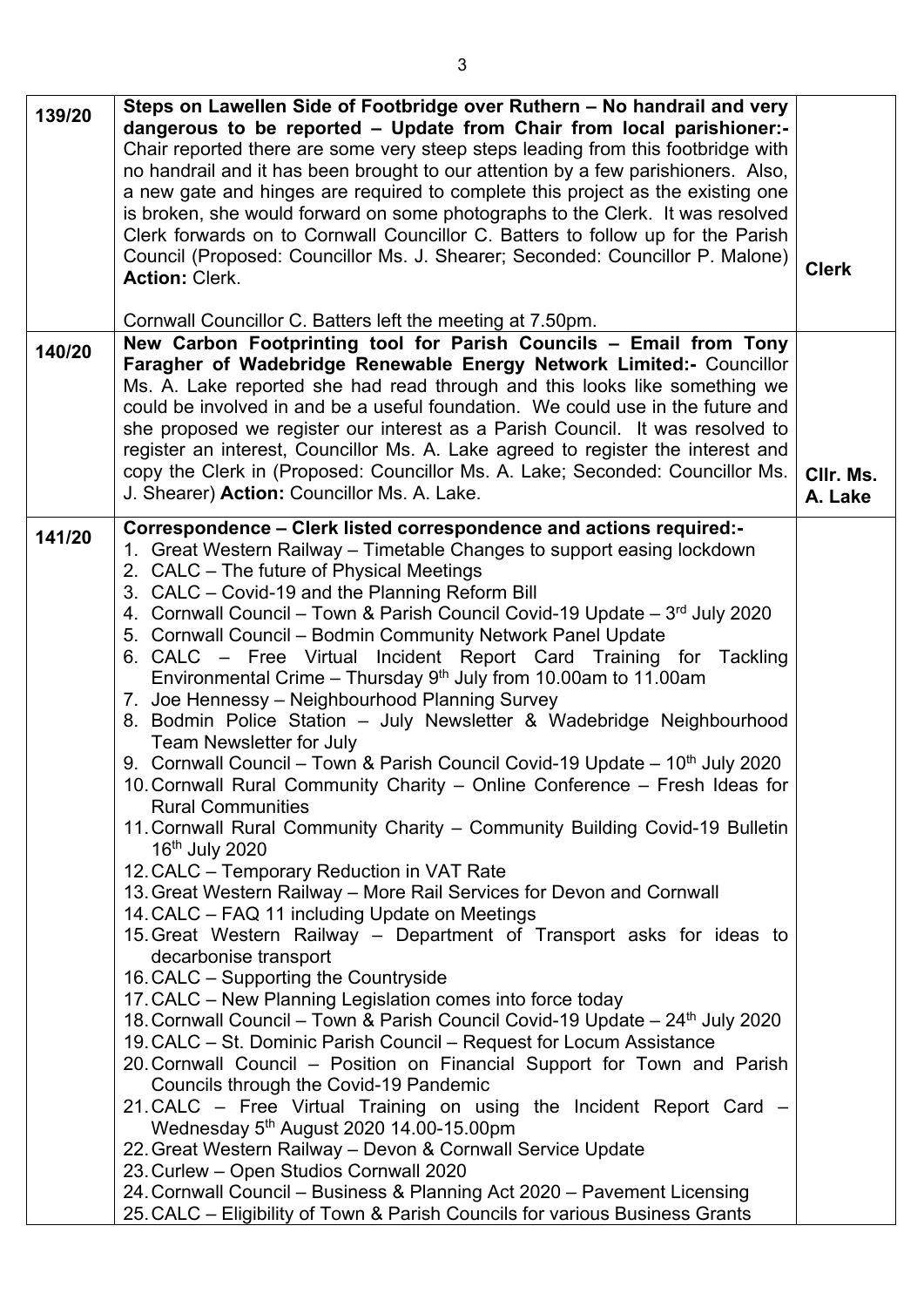| | | |
|---|---|---|
| 139/20 | **Steps on Lawellen Side of Footbridge over Ruthern – No handrail and very dangerous to be reported – Update from Chair from local parishioner:-** Chair reported there are some very steep steps leading from this footbridge with no handrail and it has been brought to our attention by a few parishioners. Also, a new gate and hinges are required to complete this project as the existing one is broken, she would forward on some photographs to the Clerk. It was resolved Clerk forwards on to Cornwall Councillor C. Batters to follow up for the Parish Council (Proposed: Councillor Ms. J. Shearer; Seconded: Councillor P. Malone) **Action:** Clerk.<br><br>Cornwall Councillor C. Batters left the meeting at 7.50pm. | **Clerk** |
| 140/20 | **New Carbon Footprinting tool for Parish Councils – Email from Tony Faragher of Wadebridge Renewable Energy Network Limited:-** Councillor Ms. A. Lake reported she had read through and this looks like something we could be involved in and be a useful foundation. We could use in the future and she proposed we register our interest as a Parish Council. It was resolved to register an interest, Councillor Ms. A. Lake agreed to register the interest and copy the Clerk in (Proposed: Councillor Ms. A. Lake; Seconded: Councillor Ms. J. Shearer) **Action:** Councillor Ms. A. Lake. | **Cllr. Ms. A. Lake** |
| 141/20 | **Correspondence – Clerk listed correspondence and actions required:-**<br>1. Great Western Railway – Timetable Changes to support easing lockdown<br>2. CALC – The future of Physical Meetings<br>3. CALC – Covid-19 and the Planning Reform Bill<br>4. Cornwall Council – Town & Parish Council Covid-19 Update – 3rd July 2020<br>5. Cornwall Council – Bodmin Community Network Panel Update<br>6. CALC – Free Virtual Incident Report Card Training for Tackling Environmental Crime – Thursday 9th July from 10.00am to 11.00am<br>7. Joe Hennessy – Neighbourhood Planning Survey<br>8. Bodmin Police Station – July Newsletter & Wadebridge Neighbourhood Team Newsletter for July<br>9. Cornwall Council – Town & Parish Council Covid-19 Update – 10th July 2020<br>10. Cornwall Rural Community Charity – Online Conference – Fresh Ideas for Rural Communities<br>11. Cornwall Rural Community Charity – Community Building Covid-19 Bulletin 16th July 2020<br>12. CALC – Temporary Reduction in VAT Rate<br>13. Great Western Railway – More Rail Services for Devon and Cornwall<br>14. CALC – FAQ 11 including Update on Meetings<br>15. Great Western Railway – Department of Transport asks for ideas to decarbonise transport<br>16. CALC – Supporting the Countryside<br>17. CALC – New Planning Legislation comes into force today<br>18. Cornwall Council – Town & Parish Council Covid-19 Update – 24th July 2020<br>19. CALC – St. Dominic Parish Council – Request for Locum Assistance<br>20. Cornwall Council – Position on Financial Support for Town and Parish Councils through the Covid-19 Pandemic<br>21. CALC – Free Virtual Training on using the Incident Report Card – Wednesday 5th August 2020 14.00-15.00pm<br>22. Great Western Railway – Devon & Cornwall Service Update<br>23. Curlew – Open Studios Cornwall 2020<br>24. Cornwall Council – Business & Planning Act 2020 – Pavement Licensing<br>25. CALC – Eligibility of Town & Parish Councils for various Business Grants | |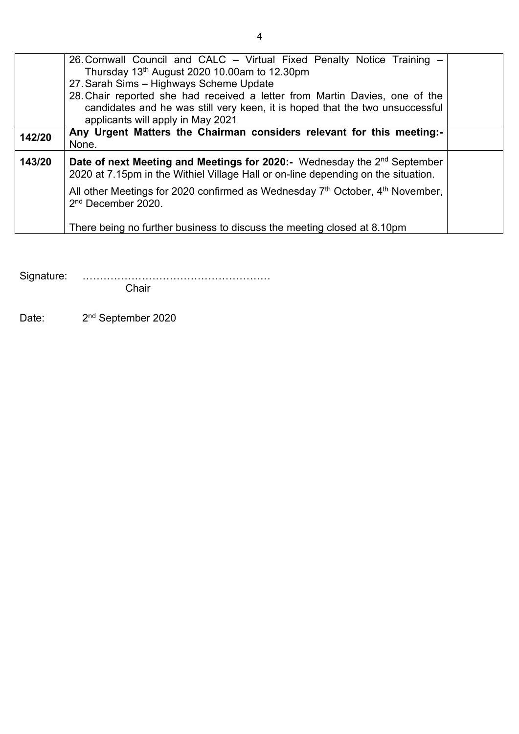| | | |
|---|---|---|
| | 26. Cornwall Council and CALC – Virtual Fixed Penalty Notice Training – Thursday 13th August 2020 10.00am to 12.30pm<br>27. Sarah Sims – Highways Scheme Update<br>28. Chair reported she had received a letter from Martin Davies, one of the candidates and he was still very keen, it is hoped that the two unsuccessful applicants will apply in May 2021 | |
| **142/20** | **Any Urgent Matters the Chairman considers relevant for this meeting:-** None. | |
| **143/20** | **Date of next Meeting and Meetings for 2020:-** Wednesday the 2nd September 2020 at 7.15pm in the Withiel Village Hall or on-line depending on the situation.<br><br>All other Meetings for 2020 confirmed as Wednesday 7th October, 4th November, 2nd December 2020.<br><br>There being no further business to discuss the meeting closed at 8.10pm | |

Signature: ………………………………………………
Chair

Date: 2nd September 2020